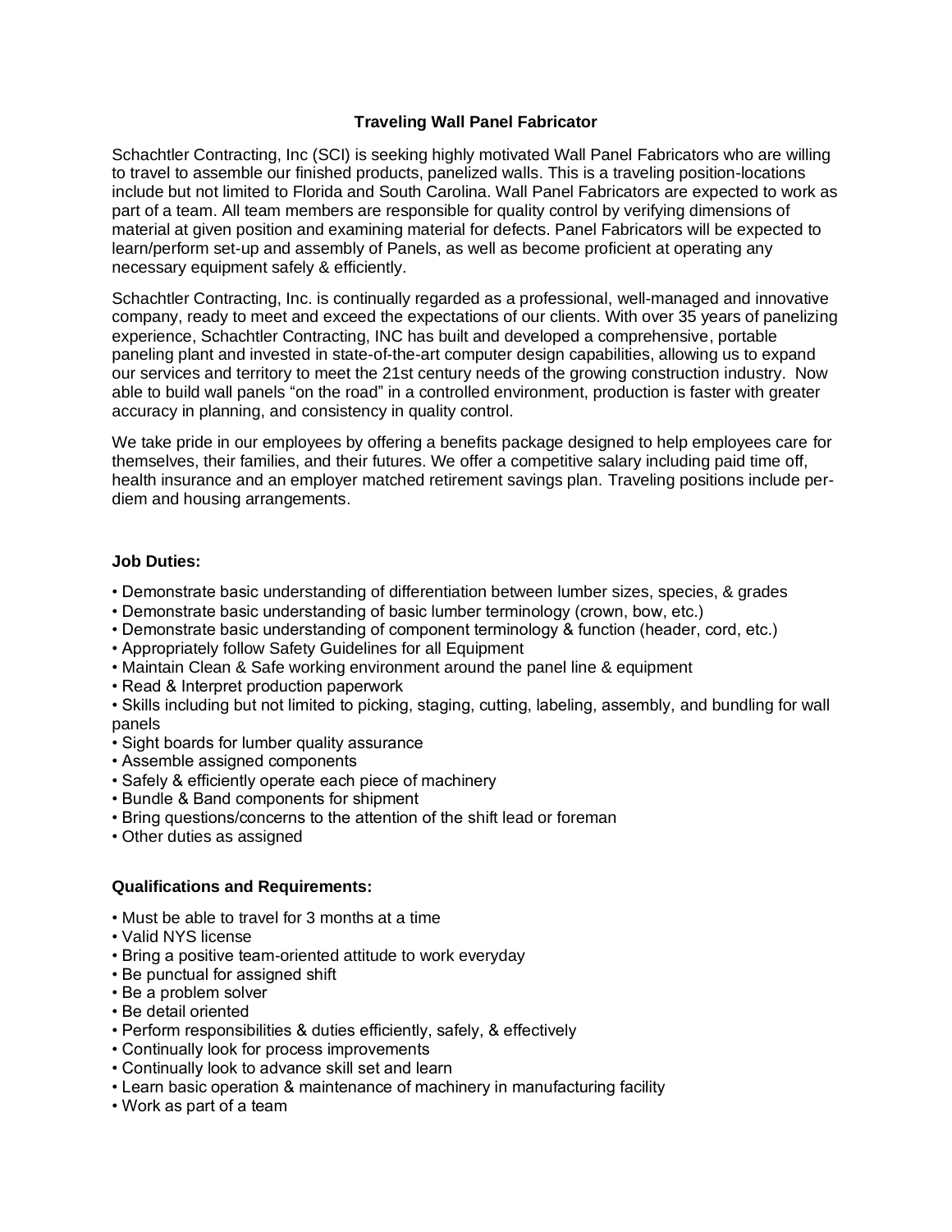# Traveling Wall Panel Fabricator

Schachtler Contracting, Inc (SCI) is seeking highly motivated Wall Panel Fabricators who are willing to travel to assemble our finished products, panelized walls. This is a traveling position-locations include but not limited to Florida and South Carolina. Wall Panel Fabricators are expected to work as part of a team. All team members are responsible for quality control by verifying dimensions of material at given position and examining material for defects. Panel Fabricators will be expected to learn/perform set-up and assembly of Panels, as well as become proficient at operating any necessary equipment safely & efficiently.

Schachtler Contracting, Inc. is continually regarded as a professional, well-managed and innovative company, ready to meet and exceed the expectations of our clients. With over 35 years of panelizing experience, Schachtler Contracting, INC has built and developed a comprehensive, portable paneling plant and invested in state-of-the-art computer design capabilities, allowing us to expand our services and territory to meet the 21st century needs of the growing construction industry. Now able to build wall panels "on the road" in a controlled environment, production is faster with greater accuracy in planning, and consistency in quality control.

We take pride in our employees by offering a benefits package designed to help employees care for themselves, their families, and their futures. We offer a competitive salary including paid time off, health insurance and an employer matched retirement savings plan. Traveling positions include per-diem and housing arrangements.

**Job Duties:**

- Demonstrate basic understanding of differentiation between lumber sizes, species, & grades
- Demonstrate basic understanding of basic lumber terminology (crown, bow, etc.)
- Demonstrate basic understanding of component terminology & function (header, cord, etc.)
- Appropriately follow Safety Guidelines for all Equipment
- Maintain Clean & Safe working environment around the panel line & equipment
- Read & Interpret production paperwork
- Skills including but not limited to picking, staging, cutting, labeling, assembly, and bundling for wall panels
- Sight boards for lumber quality assurance
- Assemble assigned components
- Safely & efficiently operate each piece of machinery
- Bundle & Band components for shipment
- Bring questions/concerns to the attention of the shift lead or foreman
- Other duties as assigned

**Qualifications and Requirements:**

- Must be able to travel for 3 months at a time
- Valid NYS license
- Bring a positive team-oriented attitude to work everyday
- Be punctual for assigned shift
- Be a problem solver
- Be detail oriented
- Perform responsibilities & duties efficiently, safely, & effectively
- Continually look for process improvements
- Continually look to advance skill set and learn
- Learn basic operation & maintenance of machinery in manufacturing facility
- Work as part of a team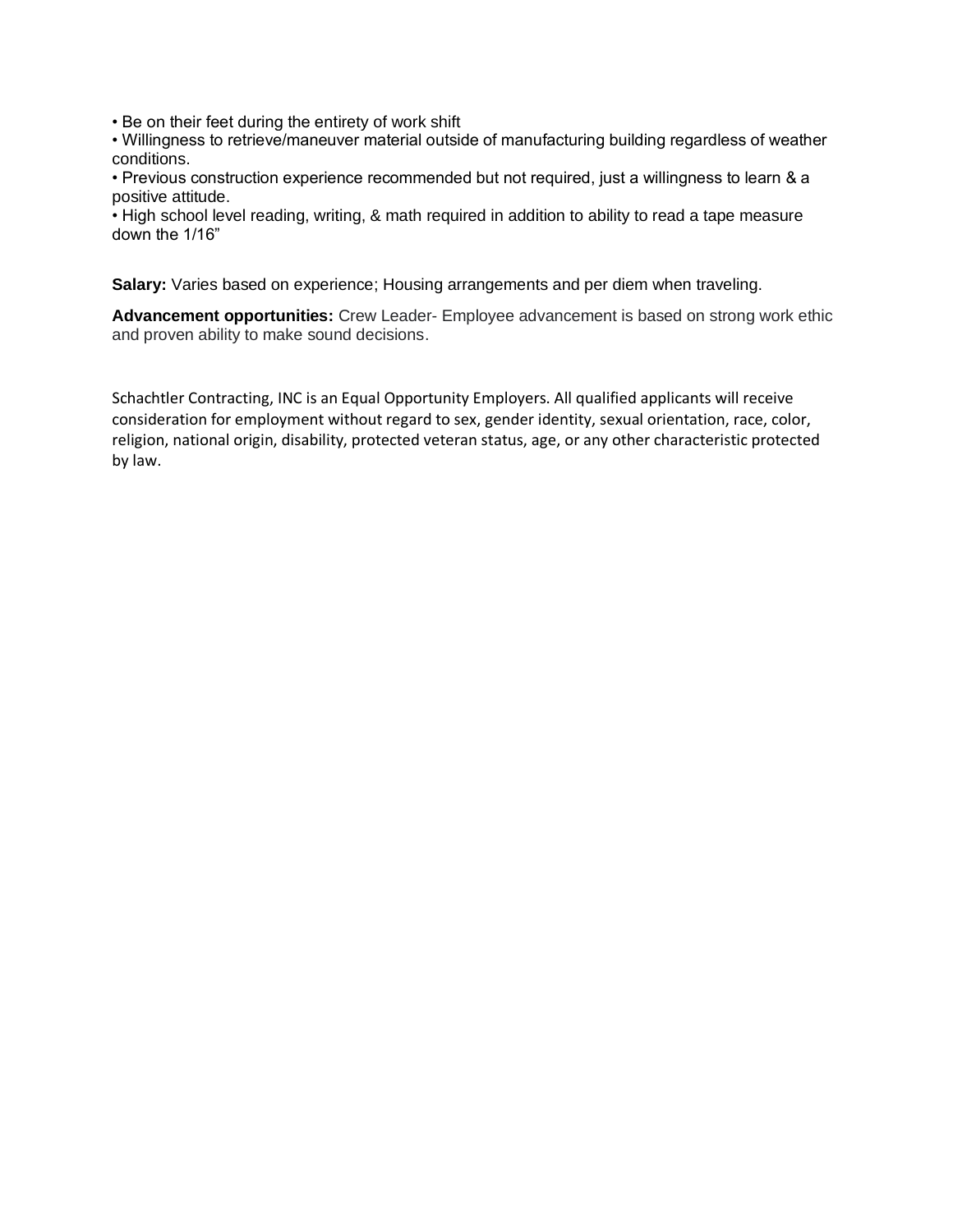- Be on their feet during the entirety of work shift
- Willingness to retrieve/maneuver material outside of manufacturing building regardless of weather conditions.
- Previous construction experience recommended but not required, just a willingness to learn & a positive attitude.
- High school level reading, writing, & math required in addition to ability to read a tape measure down the 1/16"

**Salary:** Varies based on experience; Housing arrangements and per diem when traveling.

**Advancement opportunities:** Crew Leader- Employee advancement is based on strong work ethic and proven ability to make sound decisions.

Schachtler Contracting, INC is an Equal Opportunity Employers. All qualified applicants will receive consideration for employment without regard to sex, gender identity, sexual orientation, race, color, religion, national origin, disability, protected veteran status, age, or any other characteristic protected by law.